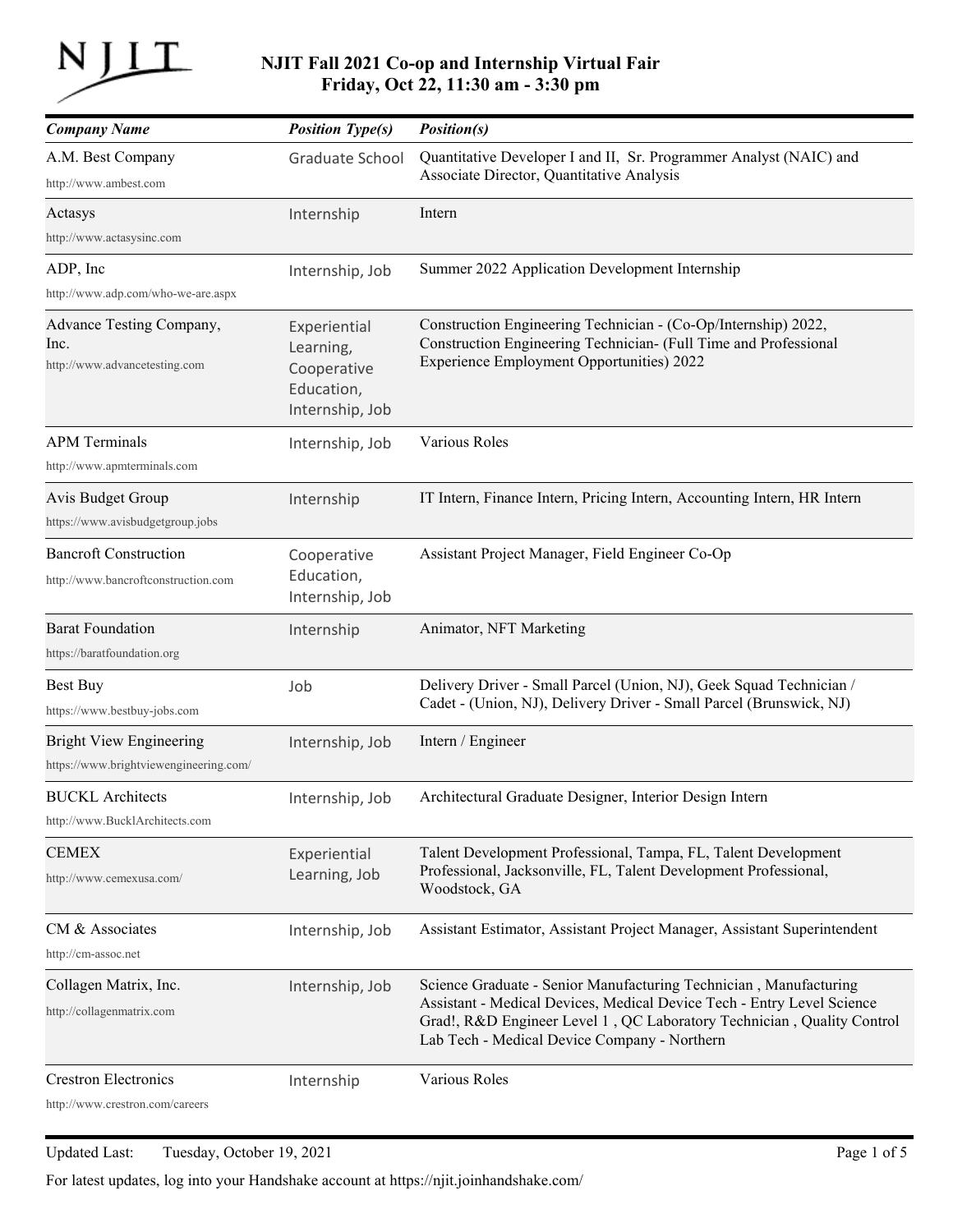# NJIT Fall 2021 Co-op and Internship Virtual Fair
## Friday, Oct 22, 11:30 am - 3:30 pm

| *Company Name* | *Position Type(s)* | *Position(s)* |
|---|---|---|
| A.M. Best Company<br>http://www.ambest.com | Graduate School | Quantitative Developer I and II, Sr. Programmer Analyst (NAIC) and Associate Director, Quantitative Analysis |
| Actasys<br>http://www.actasysinc.com | Internship | Intern |
| ADP, Inc<br>http://www.adp.com/who-we-are.aspx | Internship, Job | Summer 2022 Application Development Internship |
| Advance Testing Company, Inc.<br>http://www.advancetesting.com | Experiential Learning, Cooperative Education, Internship, Job | Construction Engineering Technician - (Co-Op/Internship) 2022, Construction Engineering Technician- (Full Time and Professional Experience Employment Opportunities) 2022 |
| APM Terminals<br>http://www.apmterminals.com | Internship, Job | Various Roles |
| Avis Budget Group<br>https://www.avisbudgetgroup.jobs | Internship | IT Intern, Finance Intern, Pricing Intern, Accounting Intern, HR Intern |
| Bancroft Construction<br>http://www.bancroftconstruction.com | Cooperative Education, Internship, Job | Assistant Project Manager, Field Engineer Co-Op |
| Barat Foundation<br>https://baratfoundation.org | Internship | Animator, NFT Marketing |
| Best Buy<br>https://www.bestbuy-jobs.com | Job | Delivery Driver - Small Parcel (Union, NJ), Geek Squad Technician / Cadet - (Union, NJ), Delivery Driver - Small Parcel (Brunswick, NJ) |
| Bright View Engineering<br>https://www.brightviewengineering.com/ | Internship, Job | Intern / Engineer |
| BUCKL Architects<br>http://www.BucklArchitects.com | Internship, Job | Architectural Graduate Designer, Interior Design Intern |
| CEMEX<br>http://www.cemexusa.com/ | Experiential Learning, Job | Talent Development Professional, Tampa, FL, Talent Development Professional, Jacksonville, FL, Talent Development Professional, Woodstock, GA |
| CM & Associates<br>http://cm-assoc.net | Internship, Job | Assistant Estimator, Assistant Project Manager, Assistant Superintendent |
| Collagen Matrix, Inc.<br>http://collagenmatrix.com | Internship, Job | Science Graduate - Senior Manufacturing Technician , Manufacturing Assistant - Medical Devices, Medical Device Tech - Entry Level Science Grad!, R&D Engineer Level 1 , QC Laboratory Technician , Quality Control Lab Tech - Medical Device Company - Northern |
| Crestron Electronics<br>http://www.crestron.com/careers | Internship | Various Roles |

Updated Last: Tuesday, October 19, 2021

For latest updates, log into your Handshake account at https://njit.joinhandshake.com/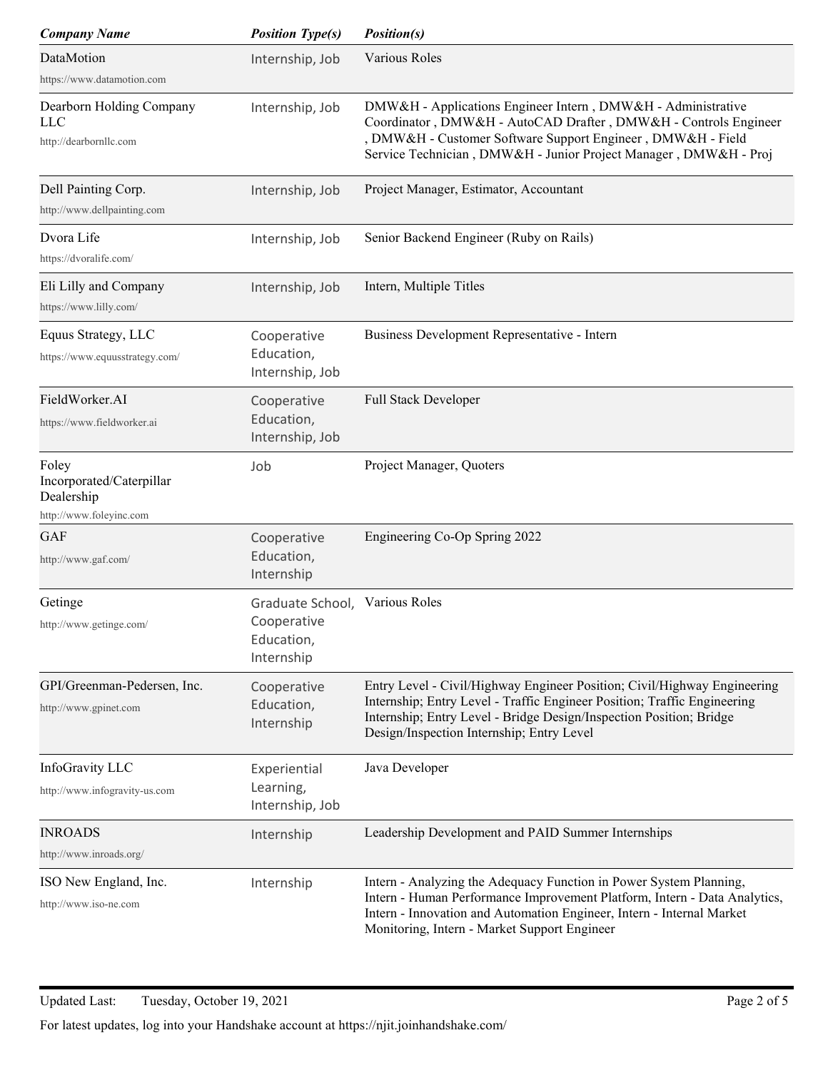| *Company Name* | *Position Type(s)* | *Position(s)* |
| --- | --- | --- |
| DataMotion<br>https://www.datamotion.com | Internship, Job | Various Roles |
| Dearborn Holding Company LLC<br>http://dearbornllc.com | Internship, Job | DMW&H - Applications Engineer Intern , DMW&H - Administrative Coordinator , DMW&H - AutoCAD Drafter , DMW&H - Controls Engineer , DMW&H - Customer Software Support Engineer , DMW&H - Field Service Technician , DMW&H - Junior Project Manager , DMW&H - Proj |
| Dell Painting Corp.<br>http://www.dellpainting.com | Internship, Job | Project Manager, Estimator, Accountant |
| Dvora Life<br>https://dvoralife.com/ | Internship, Job | Senior Backend Engineer (Ruby on Rails) |
| Eli Lilly and Company<br>https://www.lilly.com/ | Internship, Job | Intern, Multiple Titles |
| Equus Strategy, LLC<br>https://www.equusstrategy.com/ | Cooperative Education, Internship, Job | Business Development Representative - Intern |
| FieldWorker.AI<br>https://www.fieldworker.ai | Cooperative Education, Internship, Job | Full Stack Developer |
| Foley Incorporated/Caterpillar Dealership<br>http://www.foleyinc.com | Job | Project Manager, Quoters |
| GAF<br>http://www.gaf.com/ | Cooperative Education, Internship | Engineering Co-Op Spring 2022 |
| Getinge<br>http://www.getinge.com/ | Graduate School, Cooperative Education, Internship | Various Roles |
| GPI/Greenman-Pedersen, Inc.<br>http://www.gpinet.com | Cooperative Education, Internship | Entry Level - Civil/Highway Engineer Position; Civil/Highway Engineering Internship; Entry Level - Traffic Engineer Position; Traffic Engineering Internship; Entry Level - Bridge Design/Inspection Position; Bridge Design/Inspection Internship; Entry Level |
| InfoGravity LLC<br>http://www.infogravity-us.com | Experiential Learning, Internship, Job | Java Developer |
| INROADS<br>http://www.inroads.org/ | Internship | Leadership Development and PAID Summer Internships |
| ISO New England, Inc.<br>http://www.iso-ne.com | Internship | Intern - Analyzing the Adequacy Function in Power System Planning, Intern - Human Performance Improvement Platform, Intern - Data Analytics, Intern - Innovation and Automation Engineer, Intern - Internal Market Monitoring, Intern - Market Support Engineer |

Updated Last: Tuesday, October 19, 2021

For latest updates, log into your Handshake account at https://njit.joinhandshake.com/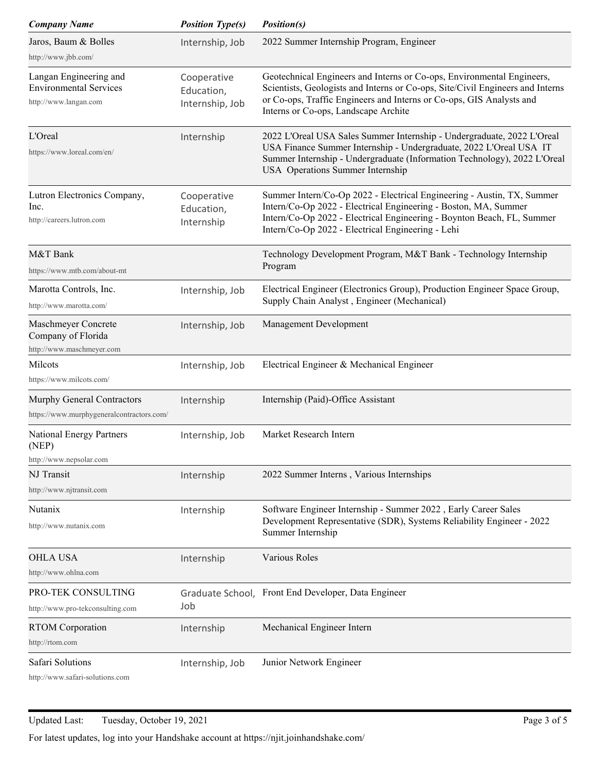| *Company Name* | *Position Type(s)* | *Position(s)* |
|---|---|---|
| Jaros, Baum & Bolles<br>http://www.jbb.com/ | Internship, Job | 2022 Summer Internship Program, Engineer |
| Langan Engineering and Environmental Services<br>http://www.langan.com | Cooperative Education, Internship, Job | Geotechnical Engineers and Interns or Co-ops, Environmental Engineers, Scientists, Geologists and Interns or Co-ops, Site/Civil Engineers and Interns or Co-ops, Traffic Engineers and Interns or Co-ops, GIS Analysts and Interns or Co-ops, Landscape Archite |
| L'Oreal<br>https://www.loreal.com/en/ | Internship | 2022 L'Oreal USA Sales Summer Internship - Undergraduate, 2022 L'Oreal USA Finance Summer Internship - Undergraduate, 2022 L'Oreal USA IT Summer Internship - Undergraduate (Information Technology), 2022 L'Oreal USA Operations Summer Internship |
| Lutron Electronics Company, Inc.<br>http://careers.lutron.com | Cooperative Education, Internship | Summer Intern/Co-Op 2022 - Electrical Engineering - Austin, TX, Summer Intern/Co-Op 2022 - Electrical Engineering - Boston, MA, Summer Intern/Co-Op 2022 - Electrical Engineering - Boynton Beach, FL, Summer Intern/Co-Op 2022 - Electrical Engineering - Lehi |
| M&T Bank<br>https://www.mtb.com/about-mt | | Technology Development Program, M&T Bank - Technology Internship Program |
| Marotta Controls, Inc.<br>http://www.marotta.com/ | Internship, Job | Electrical Engineer (Electronics Group), Production Engineer Space Group, Supply Chain Analyst , Engineer (Mechanical) |
| Maschmeyer Concrete Company of Florida<br>http://www.maschmeyer.com | Internship, Job | Management Development |
| Milcots<br>https://www.milcots.com/ | Internship, Job | Electrical Engineer & Mechanical Engineer |
| Murphy General Contractors<br>https://www.murphygeneralcontractors.com/ | Internship | Internship (Paid)-Office Assistant |
| National Energy Partners (NEP)<br>http://www.nepsolar.com | Internship, Job | Market Research Intern |
| NJ Transit<br>http://www.njtransit.com | Internship | 2022 Summer Interns , Various Internships |
| Nutanix<br>http://www.nutanix.com | Internship | Software Engineer Internship - Summer 2022 , Early Career Sales Development Representative (SDR), Systems Reliability Engineer - 2022 Summer Internship |
| OHLA USA<br>http://www.ohlna.com | Internship | Various Roles |
| PRO-TEK CONSULTING<br>http://www.pro-tekconsulting.com | Graduate School, Job | Front End Developer, Data Engineer |
| RTOM Corporation<br>http://rtom.com | Internship | Mechanical Engineer Intern |
| Safari Solutions<br>http://www.safari-solutions.com | Internship, Job | Junior Network Engineer |

Updated Last: Tuesday, October 19, 2021

For latest updates, log into your Handshake account at https://njit.joinhandshake.com/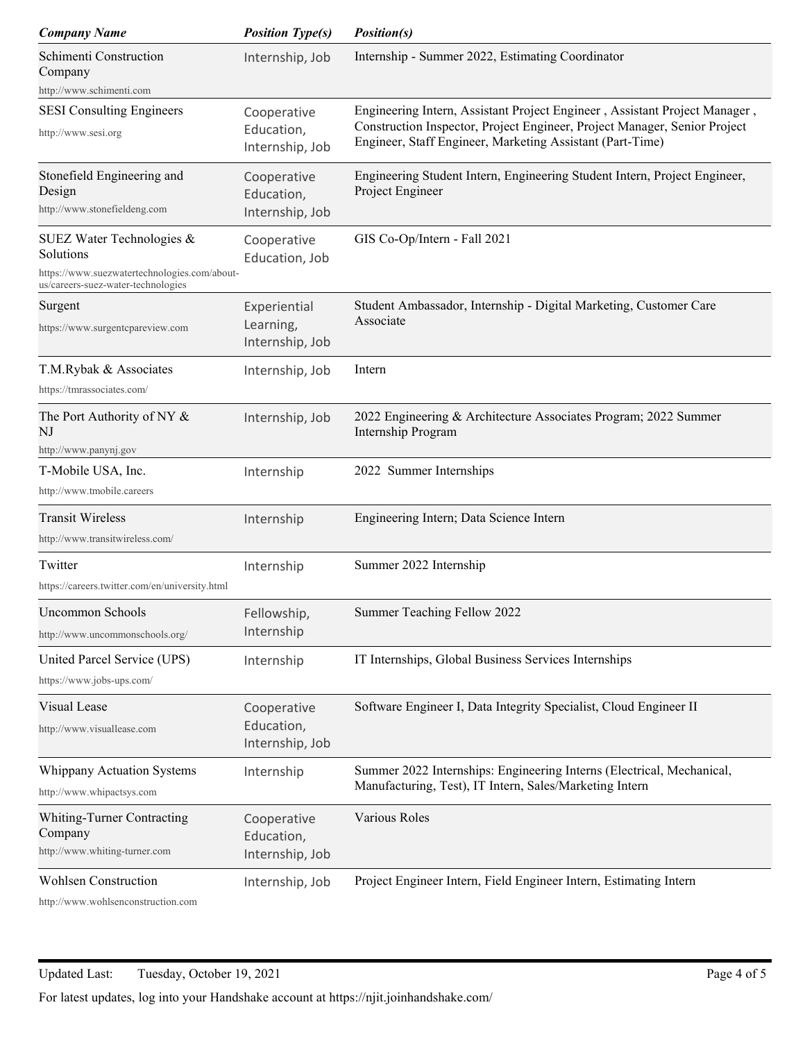| *Company Name* | *Position Type(s)* | *Position(s)* |
| --- | --- | --- |
| Schimenti Construction Company<br>http://www.schimenti.com | Internship, Job | Internship - Summer 2022, Estimating Coordinator |
| SESI Consulting Engineers<br>http://www.sesi.org | Cooperative Education, Internship, Job | Engineering Intern, Assistant Project Engineer , Assistant Project Manager , Construction Inspector, Project Engineer, Project Manager, Senior Project Engineer, Staff Engineer, Marketing Assistant (Part-Time) |
| Stonefield Engineering and Design<br>http://www.stonefieldeng.com | Cooperative Education, Internship, Job | Engineering Student Intern, Engineering Student Intern, Project Engineer, Project Engineer |
| SUEZ Water Technologies & Solutions<br>https://www.suezwatertechnologies.com/about-us/careers-suez-water-technologies | Cooperative Education, Job | GIS Co-Op/Intern - Fall 2021 |
| Surgent<br>https://www.surgentcpareview.com | Experiential Learning, Internship, Job | Student Ambassador, Internship - Digital Marketing, Customer Care Associate |
| T.M.Rybak & Associates<br>https://tmrassociates.com/ | Internship, Job | Intern |
| The Port Authority of NY & NJ<br>http://www.panynj.gov | Internship, Job | 2022 Engineering & Architecture Associates Program; 2022 Summer Internship Program |
| T-Mobile USA, Inc.<br>http://www.tmobile.careers | Internship | 2022 Summer Internships |
| Transit Wireless<br>http://www.transitwireless.com/ | Internship | Engineering Intern; Data Science Intern |
| Twitter<br>https://careers.twitter.com/en/university.html | Internship | Summer 2022 Internship |
| Uncommon Schools<br>http://www.uncommonschools.org/ | Fellowship, Internship | Summer Teaching Fellow 2022 |
| United Parcel Service (UPS)<br>https://www.jobs-ups.com/ | Internship | IT Internships, Global Business Services Internships |
| Visual Lease<br>http://www.visuallease.com | Cooperative Education, Internship, Job | Software Engineer I, Data Integrity Specialist, Cloud Engineer II |
| Whippany Actuation Systems<br>http://www.whipactsys.com | Internship | Summer 2022 Internships: Engineering Interns (Electrical, Mechanical, Manufacturing, Test), IT Intern, Sales/Marketing Intern |
| Whiting-Turner Contracting Company<br>http://www.whiting-turner.com | Cooperative Education, Internship, Job | Various Roles |
| Wohlsen Construction<br>http://www.wohlsenconstruction.com | Internship, Job | Project Engineer Intern, Field Engineer Intern, Estimating Intern |

Updated Last: Tuesday, October 19, 2021

For latest updates, log into your Handshake account at https://njit.joinhandshake.com/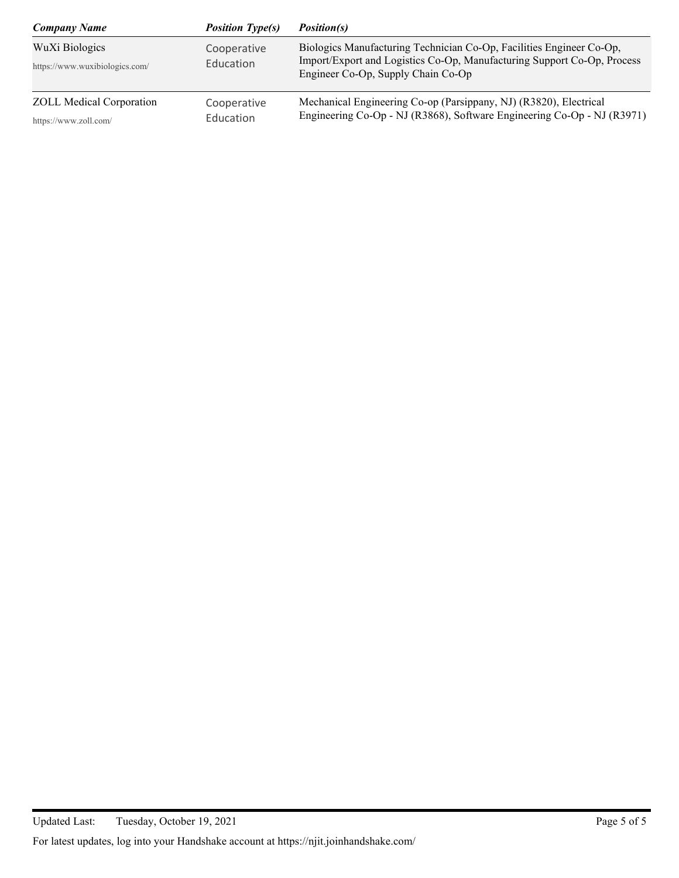| ***Company Name*** | ***Position Type(s)*** | ***Position(s)*** |
|---|---|---|
| WuXi Biologics<br>https://www.wuxibiologics.com/ | Cooperative Education | Biologics Manufacturing Technician Co-Op, Facilities Engineer Co-Op, Import/Export and Logistics Co-Op, Manufacturing Support Co-Op, Process Engineer Co-Op, Supply Chain Co-Op |
| ZOLL Medical Corporation<br>https://www.zoll.com/ | Cooperative Education | Mechanical Engineering Co-op (Parsippany, NJ) (R3820), Electrical Engineering Co-Op - NJ (R3868), Software Engineering Co-Op - NJ (R3971) |

Updated Last: Tuesday, October 19, 2021

For latest updates, log into your Handshake account at https://njit.joinhandshake.com/